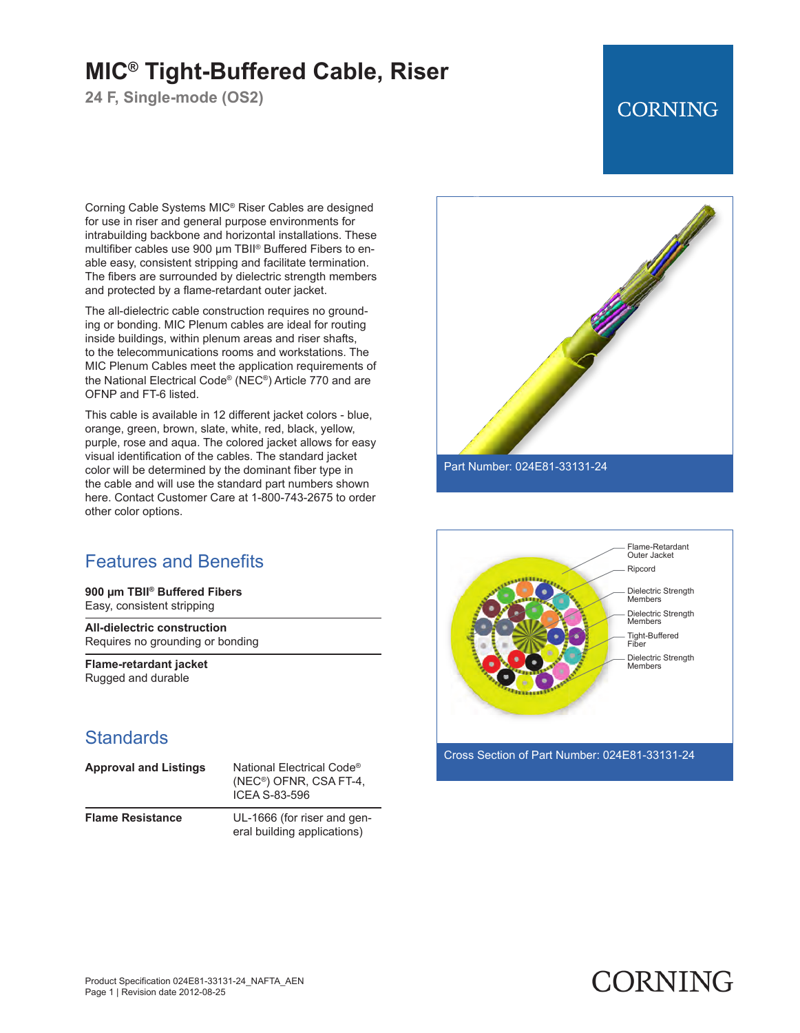# MIC® Tight-Buffered Cable, Riser

**24 F, Single-mode (OS2)**

Corning Cable Systems MIC® Riser Cables are designed for use in riser and general purpose environments for intrabuilding backbone and horizontal installations. These multifiber cables use 900 µm TBII® Buffered Fibers to enable easy, consistent stripping and facilitate termination. The fibers are surrounded by dielectric strength members and protected by a flame-retardant outer jacket.

The all-dielectric cable construction requires no grounding or bonding. MIC Plenum cables are ideal for routing inside buildings, within plenum areas and riser shafts, to the telecommunications rooms and workstations. The MIC Plenum Cables meet the application requirements of the National Electrical Code® (NEC®) Article 770 and are OFNP and FT-6 listed.

This cable is available in 12 different jacket colors - blue, orange, green, brown, slate, white, red, black, yellow, purple, rose and aqua. The colored jacket allows for easy visual identification of the cables. The standard jacket color will be determined by the dominant fiber type in the cable and will use the standard part numbers shown here. Contact Customer Care at 1-800-743-2675 to order other color options.

Part Number: 024E81-33131-24

Flame-Retardant Outer Jacket
Ripcord
Dielectric Strength Members
Dielectric Strength Members
Tight-Buffered Fiber
Dielectric Strength Members

Cross Section of Part Number: 024E81-33131-24

## Features and Benefits

**900 µm TBII® Buffered Fibers**
Easy, consistent stripping

**All-dielectric construction**
Requires no grounding or bonding

**Flame-retardant jacket**
Rugged and durable

## Standards

| | |
|---|---|
| **Approval and Listings** | National Electrical Code® (NEC®) OFNR, CSA FT-4, ICEA S-83-596 |
| **Flame Resistance** | UL-1666 (for riser and general building applications) |

Product Specification 024E81-33131-24_NAFTA_AEN
Page 1 | Revision date 2012-08-25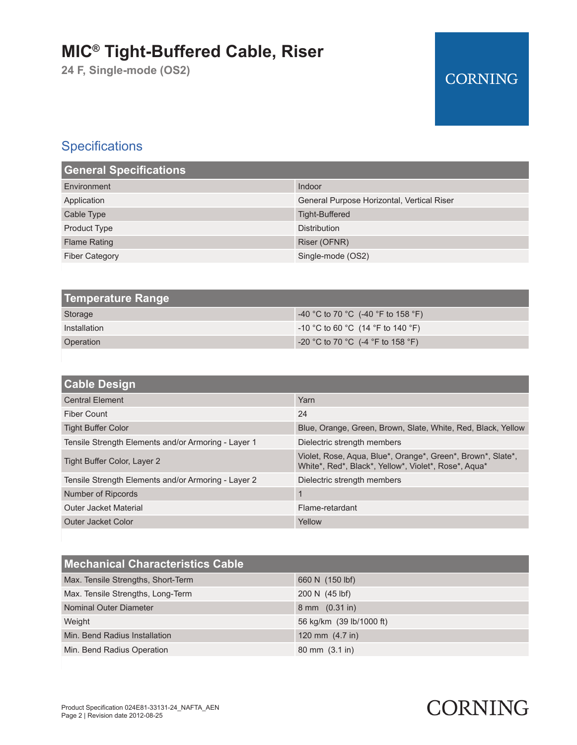# MIC® Tight-Buffered Cable, Riser

**24 F, Single-mode (OS2)**

## Specifications

| General Specifications | |
|---|---|
| Environment | Indoor |
| Application | General Purpose Horizontal, Vertical Riser |
| Cable Type | Tight-Buffered |
| Product Type | Distribution |
| Flame Rating | Riser (OFNR) |
| Fiber Category | Single-mode (OS2) |

| Temperature Range | |
|---|---|
| Storage | -40 °C to 70 °C (-40 °F to 158 °F) |
| Installation | -10 °C to 60 °C (14 °F to 140 °F) |
| Operation | -20 °C to 70 °C (-4 °F to 158 °F) |

| Cable Design | |
|---|---|
| Central Element | Yarn |
| Fiber Count | 24 |
| Tight Buffer Color | Blue, Orange, Green, Brown, Slate, White, Red, Black, Yellow |
| Tensile Strength Elements and/or Armoring - Layer 1 | Dielectric strength members |
| Tight Buffer Color, Layer 2 | Violet, Rose, Aqua, Blue*, Orange*, Green*, Brown*, Slate*, White*, Red*, Black*, Yellow*, Violet*, Rose*, Aqua* |
| Tensile Strength Elements and/or Armoring - Layer 2 | Dielectric strength members |
| Number of Ripcords | 1 |
| Outer Jacket Material | Flame-retardant |
| Outer Jacket Color | Yellow |

| Mechanical Characteristics Cable | |
|---|---|
| Max. Tensile Strengths, Short-Term | 660 N (150 lbf) |
| Max. Tensile Strengths, Long-Term | 200 N (45 lbf) |
| Nominal Outer Diameter | 8 mm (0.31 in) |
| Weight | 56 kg/km (39 lb/1000 ft) |
| Min. Bend Radius Installation | 120 mm (4.7 in) |
| Min. Bend Radius Operation | 80 mm (3.1 in) |

Product Specification 024E81-33131-24_NAFTA_AEN
Revision date 2012-08-25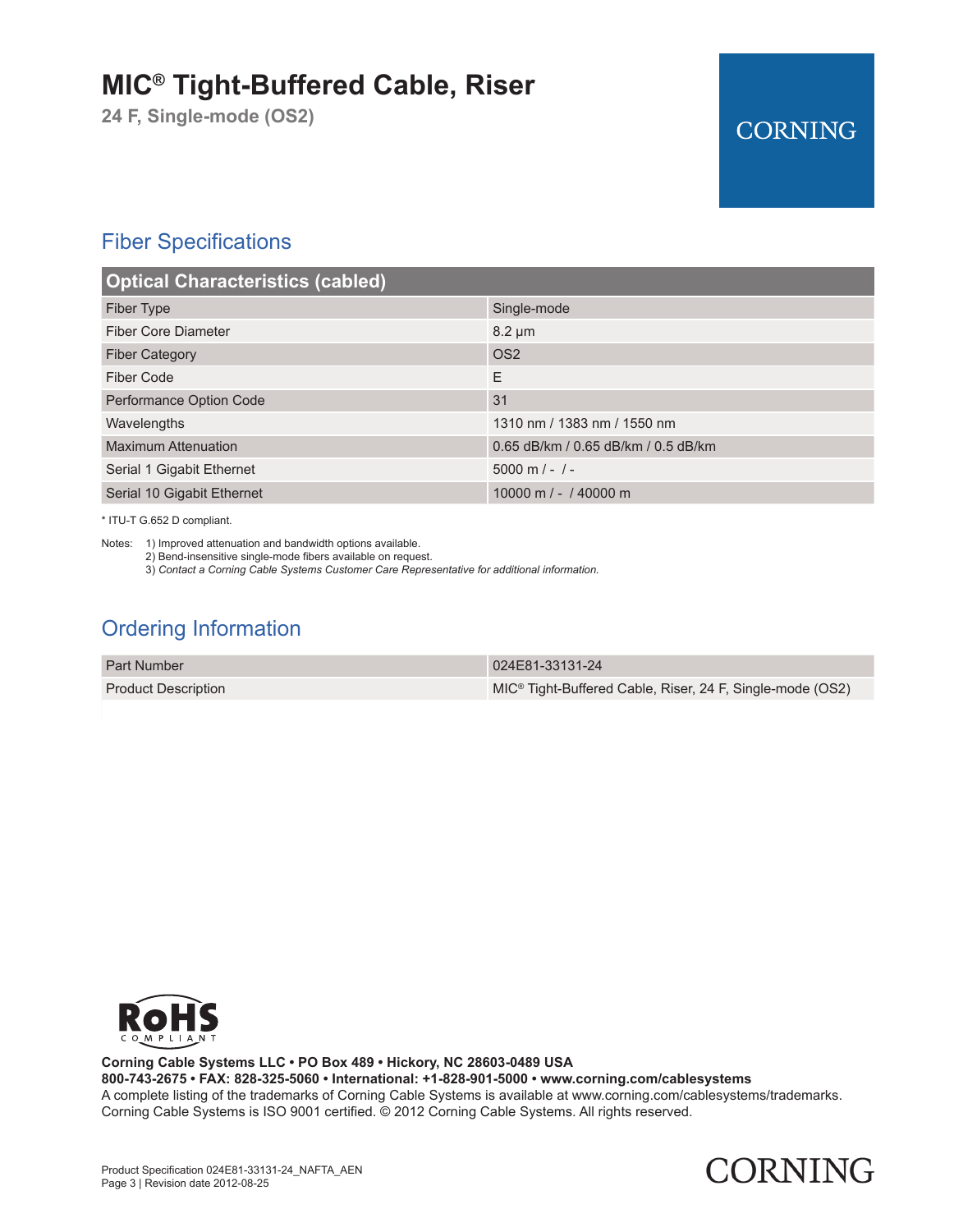# MIC® Tight-Buffered Cable, Riser

**24 F, Single-mode (OS2)**

CORNING

## Fiber Specifications

| Optical Characteristics (cabled) | |
|---|---|
| Fiber Type | Single-mode |
| Fiber Core Diameter | 8.2 µm |
| Fiber Category | OS2 |
| Fiber Code | E |
| Performance Option Code | 31 |
| Wavelengths | 1310 nm / 1383 nm / 1550 nm |
| Maximum Attenuation | 0.65 dB/km / 0.65 dB/km / 0.5 dB/km |
| Serial 1 Gigabit Ethernet | 5000 m / - / - |
| Serial 10 Gigabit Ethernet | 10000 m / - / 40000 m |

* ITU-T G.652 D compliant.

Notes:
1) Improved attenuation and bandwidth options available.
2) Bend-insensitive single-mode fibers available on request.
3) *Contact a Corning Cable Systems Customer Care Representative for additional information.*

## Ordering Information

| | |
|---|---|
| Part Number | 024E81-33131-24 |
| Product Description | MIC® Tight-Buffered Cable, Riser, 24 F, Single-mode (OS2) |

RoHS COMPLIANT

**Corning Cable Systems LLC • PO Box 489 • Hickory, NC 28603-0489 USA**
**800-743-2675 • FAX: 828-325-5060 • International: +1-828-901-5000 • www.corning.com/cablesystems**
A complete listing of the trademarks of Corning Cable Systems is available at www.corning.com/cablesystems/trademarks.
Corning Cable Systems is ISO 9001 certified. © 2012 Corning Cable Systems. All rights reserved.

Product Specification 024E81-33131-24_NAFTA_AEN
Revision date 2012-08-25

CORNING